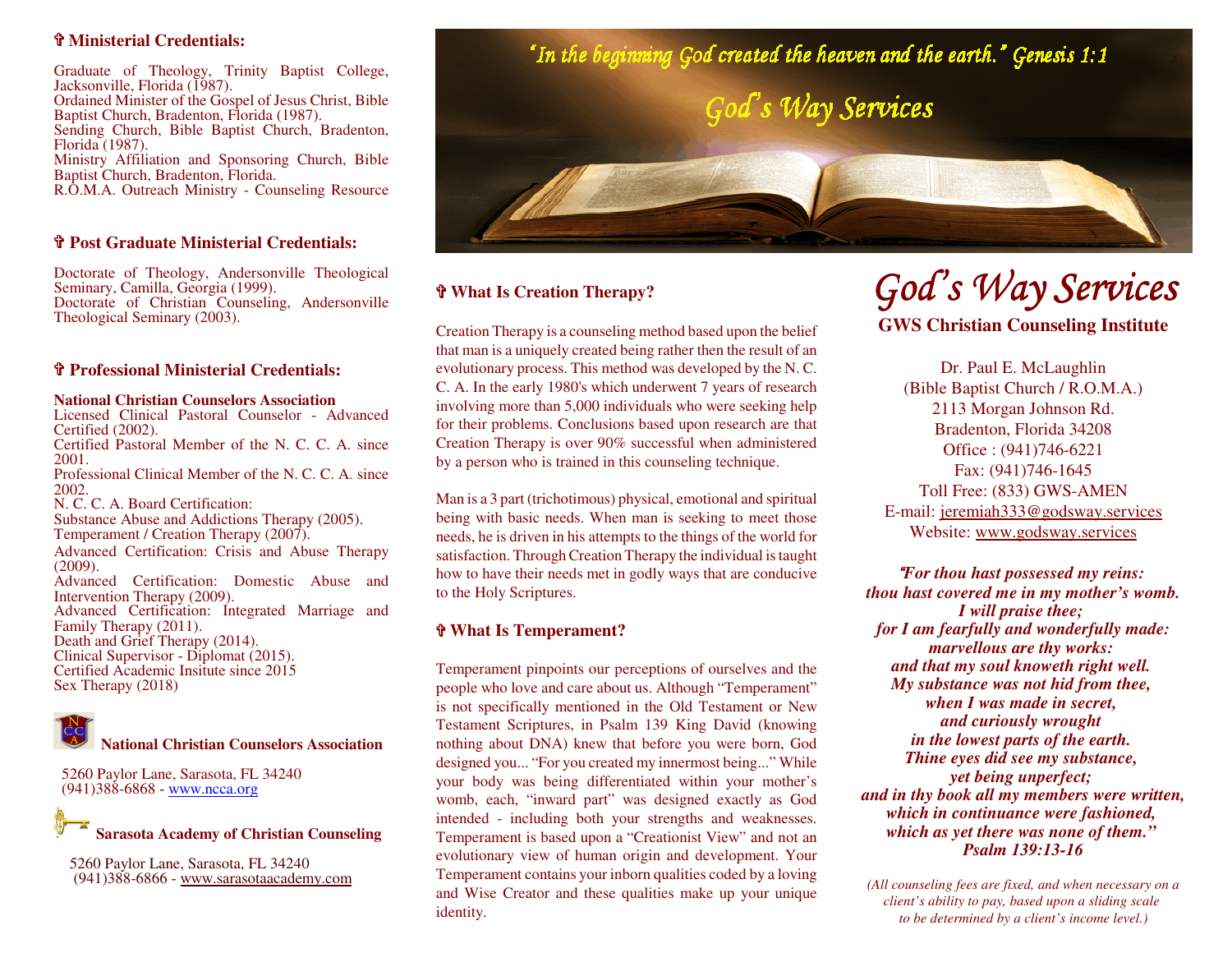## ✞ Ministerial Credentials:

Graduate of Theology, Trinity Baptist College, Jacksonville, Florida (1987).
Ordained Minister of the Gospel of Jesus Christ, Bible Baptist Church, Bradenton, Florida (1987).
Sending Church, Bible Baptist Church, Bradenton, Florida (1987).
Ministry Affiliation and Sponsoring Church, Bible Baptist Church, Bradenton, Florida.
R.O.M.A. Outreach Ministry - Counseling Resource

## ✞ Post Graduate Ministerial Credentials:

Doctorate of Theology, Andersonville Theological Seminary, Camilla, Georgia (1999).
Doctorate of Christian Counseling, Andersonville Theological Seminary (2003).

## ✞ Professional Ministerial Credentials:

**National Christian Counselors Association**
Licensed Clinical Pastoral Counselor - Advanced Certified (2002).
Certified Pastoral Member of the N. C. C. A. since 2001.
Professional Clinical Member of the N. C. C. A. since 2002.
N. C. C. A. Board Certification:
Substance Abuse and Addictions Therapy (2005).
Temperament / Creation Therapy (2007).
Advanced Certification: Crisis and Abuse Therapy (2009).
Advanced Certification: Domestic Abuse and Intervention Therapy (2009).
Advanced Certification: Integrated Marriage and Family Therapy (2011).
Death and Grief Therapy (2014).
Clinical Supervisor - Diplomat (2015).
Certified Academic Insitute since 2015
Sex Therapy (2018)

**National Christian Counselors Association**

5260 Paylor Lane, Sarasota, FL 34240
(941)388-6868 - www.ncca.org

**Sarasota Academy of Christian Counseling**

5260 Paylor Lane, Sarasota, FL 34240
(941)388-6866 - www.sarasotaacademy.com

*"In the beginning God created the heaven and the earth." Genesis 1:1*

*God's Way Services*

## ✞ What Is Creation Therapy?

Creation Therapy is a counseling method based upon the belief that man is a uniquely created being rather then the result of an evolutionary process. This method was developed by the N. C. C. A. In the early 1980's which underwent 7 years of research involving more than 5,000 individuals who were seeking help for their problems. Conclusions based upon research are that Creation Therapy is over 90% successful when administered by a person who is trained in this counseling technique.

Man is a 3 part (trichotimous) physical, emotional and spiritual being with basic needs. When man is seeking to meet those needs, he is driven in his attempts to the things of the world for satisfaction. Through Creation Therapy the individual is taught how to have their needs met in godly ways that are conducive to the Holy Scriptures.

## ✞ What Is Temperament?

Temperament pinpoints our perceptions of ourselves and the people who love and care about us. Although "Temperament" is not specifically mentioned in the Old Testament or New Testament Scriptures, in Psalm 139 King David (knowing nothing about DNA) knew that before you were born, God designed you... "For you created my innermost being..." While your body was being differentiated within your mother's womb, each, "inward part" was designed exactly as God intended - including both your strengths and weaknesses. Temperament is based upon a "Creationist View" and not an evolutionary view of human origin and development. Your Temperament contains your inborn qualities coded by a loving and Wise Creator and these qualities make up your unique identity.

# *God's Way Services*

**GWS Christian Counseling Institute**

Dr. Paul E. McLaughlin
(Bible Baptist Church / R.O.M.A.)
2113 Morgan Johnson Rd.
Bradenton, Florida 34208
Office : (941)746-6221
Fax: (941)746-1645
Toll Free: (833) GWS-AMEN
E-mail: jeremiah333@godsway.services
Website: www.godsway.services

***"For thou hast possessed my reins:
thou hast covered me in my mother's womb.
I will praise thee;
for I am fearfully and wonderfully made:
marvellous are thy works:
and that my soul knoweth right well.
My substance was not hid from thee,
when I was made in secret,
and curiously wrought
in the lowest parts of the earth.
Thine eyes did see my substance,
yet being unperfect;
and in thy book all my members were written,
which in continuance were fashioned,
which as yet there was none of them."
Psalm 139:13-16***

*(All counseling fees are fixed, and when necessary on a client's ability to pay, based upon a sliding scale to be determined by a client's income level.)*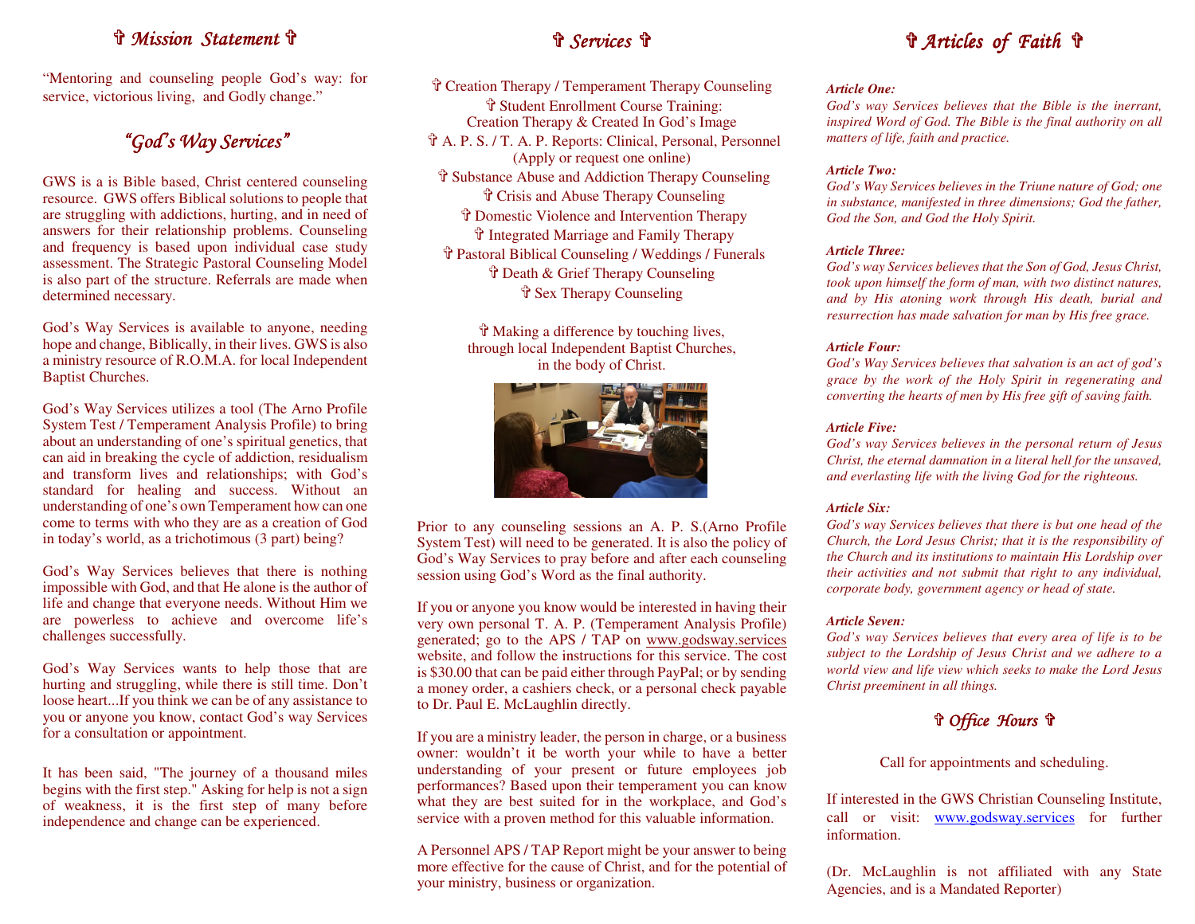## ✞ Mission Statement ✞

"Mentoring and counseling people God's way: for service, victorious living, and Godly change."

## *"God's Way Services"*

GWS is a is Bible based, Christ centered counseling resource. GWS offers Biblical solutions to people that are struggling with addictions, hurting, and in need of answers for their relationship problems. Counseling and frequency is based upon individual case study assessment. The Strategic Pastoral Counseling Model is also part of the structure. Referrals are made when determined necessary.

God's Way Services is available to anyone, needing hope and change, Biblically, in their lives. GWS is also a ministry resource of R.O.M.A. for local Independent Baptist Churches.

God's Way Services utilizes a tool (The Arno Profile System Test / Temperament Analysis Profile) to bring about an understanding of one's spiritual genetics, that can aid in breaking the cycle of addiction, residualism and transform lives and relationships; with God's standard for healing and success. Without an understanding of one's own Temperament how can one come to terms with who they are as a creation of God in today's world, as a trichotimous (3 part) being?

God's Way Services believes that there is nothing impossible with God, and that He alone is the author of life and change that everyone needs. Without Him we are powerless to achieve and overcome life's challenges successfully.

God's Way Services wants to help those that are hurting and struggling, while there is still time. Don't loose heart...If you think we can be of any assistance to you or anyone you know, contact God's way Services for a consultation or appointment.

It has been said, "The journey of a thousand miles begins with the first step." Asking for help is not a sign of weakness, it is the first step of many before independence and change can be experienced.

## ✞ Services ✞

✞ Creation Therapy / Temperament Therapy Counseling
✞ Student Enrollment Course Training: Creation Therapy & Created In God's Image
✞ A. P. S. / T. A. P. Reports: Clinical, Personal, Personnel (Apply or request one online)
✞ Substance Abuse and Addiction Therapy Counseling
✞ Crisis and Abuse Therapy Counseling
✞ Domestic Violence and Intervention Therapy
✞ Integrated Marriage and Family Therapy
✞ Pastoral Biblical Counseling / Weddings / Funerals
✞ Death & Grief Therapy Counseling
✞ Sex Therapy Counseling

✞ Making a difference by touching lives, through local Independent Baptist Churches, in the body of Christ.

Prior to any counseling sessions an A. P. S.(Arno Profile System Test) will need to be generated. It is also the policy of God's Way Services to pray before and after each counseling session using God's Word as the final authority.

If you or anyone you know would be interested in having their very own personal T. A. P. (Temperament Analysis Profile) generated; go to the APS / TAP on www.godsway.services website, and follow the instructions for this service. The cost is $30.00 that can be paid either through PayPal; or by sending a money order, a cashiers check, or a personal check payable to Dr. Paul E. McLaughlin directly.

If you are a ministry leader, the person in charge, or a business owner: wouldn't it be worth your while to have a better understanding of your present or future employees job performances? Based upon their temperament you can know what they are best suited for in the workplace, and God's service with a proven method for this valuable information.

A Personnel APS / TAP Report might be your answer to being more effective for the cause of Christ, and for the potential of your ministry, business or organization.

## ✞ Articles of Faith ✞

***Article One:***
*God's way Services believes that the Bible is the inerrant, inspired Word of God. The Bible is the final authority on all matters of life, faith and practice.*

***Article Two:***
*God's Way Services believes in the Triune nature of God; one in substance, manifested in three dimensions; God the father, God the Son, and God the Holy Spirit.*

***Article Three:***
*God's way Services believes that the Son of God, Jesus Christ, took upon himself the form of man, with two distinct natures, and by His atoning work through His death, burial and resurrection has made salvation for man by His free grace.*

***Article Four:***
*God's Way Services believes that salvation is an act of god's grace by the work of the Holy Spirit in regenerating and converting the hearts of men by His free gift of saving faith.*

***Article Five:***
*God's way Services believes in the personal return of Jesus Christ, the eternal damnation in a literal hell for the unsaved, and everlasting life with the living God for the righteous.*

***Article Six:***
*God's way Services believes that there is but one head of the Church, the Lord Jesus Christ; that it is the responsibility of the Church and its institutions to maintain His Lordship over their activities and not submit that right to any individual, corporate body, government agency or head of state.*

***Article Seven:***
*God's way Services believes that every area of life is to be subject to the Lordship of Jesus Christ and we adhere to a world view and life view which seeks to make the Lord Jesus Christ preeminent in all things.*

## ✞ Office Hours ✞

Call for appointments and scheduling.

If interested in the GWS Christian Counseling Institute, call or visit: www.godsway.services for further information.

(Dr. McLaughlin is not affiliated with any State Agencies, and is a Mandated Reporter)